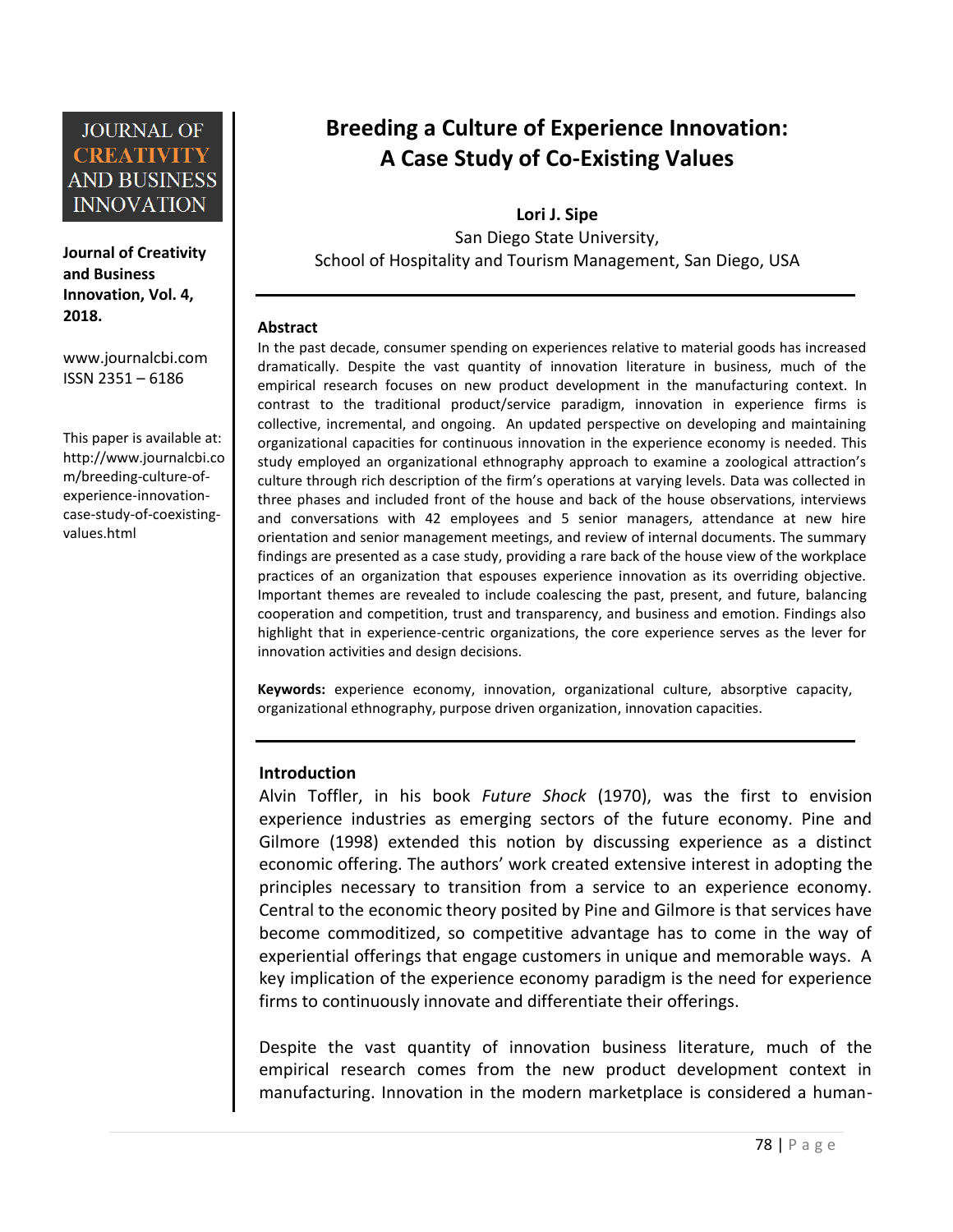JOURNAL OF CREATIVITY AND BUSINESS INNOVATION

**Journal of Creativity and Business Innovation, Vol. 4, 2018.**

www.journalcbi.com
ISSN 2351 – 6186

This paper is available at: http://www.journalcbi.com/breeding-culture-of-experience-innovation-case-study-of-coexisting-values.html

# Breeding a Culture of Experience Innovation: A Case Study of Co-Existing Values

**Lori J. Sipe**

San Diego State University,
School of Hospitality and Tourism Management, San Diego, USA

---

## Abstract

In the past decade, consumer spending on experiences relative to material goods has increased dramatically. Despite the vast quantity of innovation literature in business, much of the empirical research focuses on new product development in the manufacturing context. In contrast to the traditional product/service paradigm, innovation in experience firms is collective, incremental, and ongoing. An updated perspective on developing and maintaining organizational capacities for continuous innovation in the experience economy is needed. This study employed an organizational ethnography approach to examine a zoological attraction's culture through rich description of the firm's operations at varying levels. Data was collected in three phases and included front of the house and back of the house observations, interviews and conversations with 42 employees and 5 senior managers, attendance at new hire orientation and senior management meetings, and review of internal documents. The summary findings are presented as a case study, providing a rare back of the house view of the workplace practices of an organization that espouses experience innovation as its overriding objective. Important themes are revealed to include coalescing the past, present, and future, balancing cooperation and competition, trust and transparency, and business and emotion. Findings also highlight that in experience-centric organizations, the core experience serves as the lever for innovation activities and design decisions.

**Keywords:** experience economy, innovation, organizational culture, absorptive capacity, organizational ethnography, purpose driven organization, innovation capacities.

---

## Introduction

Alvin Toffler, in his book *Future Shock* (1970), was the first to envision experience industries as emerging sectors of the future economy. Pine and Gilmore (1998) extended this notion by discussing experience as a distinct economic offering. The authors' work created extensive interest in adopting the principles necessary to transition from a service to an experience economy. Central to the economic theory posited by Pine and Gilmore is that services have become commoditized, so competitive advantage has to come in the way of experiential offerings that engage customers in unique and memorable ways. A key implication of the experience economy paradigm is the need for experience firms to continuously innovate and differentiate their offerings.

Despite the vast quantity of innovation business literature, much of the empirical research comes from the new product development context in manufacturing. Innovation in the modern marketplace is considered a human-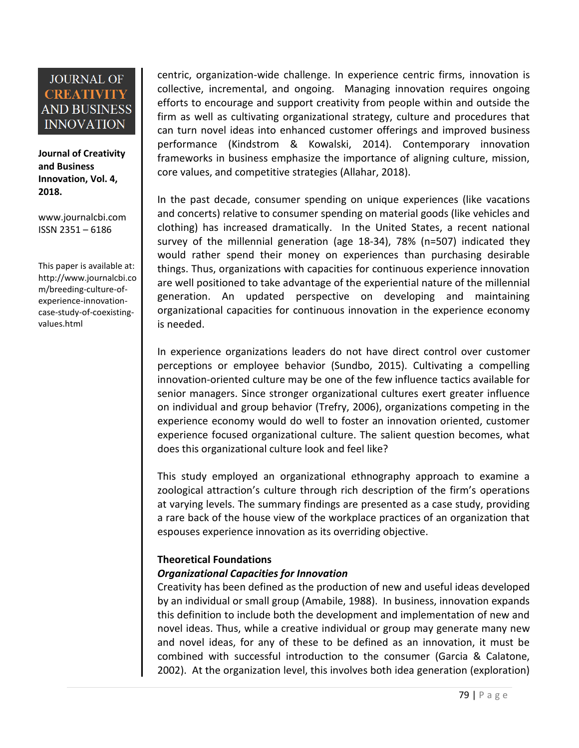centric, organization-wide challenge. In experience centric firms, innovation is collective, incremental, and ongoing. Managing innovation requires ongoing efforts to encourage and support creativity from people within and outside the firm as well as cultivating organizational strategy, culture and procedures that can turn novel ideas into enhanced customer offerings and improved business performance (Kindstrom & Kowalski, 2014). Contemporary innovation frameworks in business emphasize the importance of aligning culture, mission, core values, and competitive strategies (Allahar, 2018).

In the past decade, consumer spending on unique experiences (like vacations and concerts) relative to consumer spending on material goods (like vehicles and clothing) has increased dramatically. In the United States, a recent national survey of the millennial generation (age 18-34), 78% (n=507) indicated they would rather spend their money on experiences than purchasing desirable things. Thus, organizations with capacities for continuous experience innovation are well positioned to take advantage of the experiential nature of the millennial generation. An updated perspective on developing and maintaining organizational capacities for continuous innovation in the experience economy is needed.

In experience organizations leaders do not have direct control over customer perceptions or employee behavior (Sundbo, 2015). Cultivating a compelling innovation-oriented culture may be one of the few influence tactics available for senior managers. Since stronger organizational cultures exert greater influence on individual and group behavior (Trefry, 2006), organizations competing in the experience economy would do well to foster an innovation oriented, customer experience focused organizational culture. The salient question becomes, what does this organizational culture look and feel like?

This study employed an organizational ethnography approach to examine a zoological attraction's culture through rich description of the firm's operations at varying levels. The summary findings are presented as a case study, providing a rare back of the house view of the workplace practices of an organization that espouses experience innovation as its overriding objective.

## Theoretical Foundations

### *Organizational Capacities for Innovation*

Creativity has been defined as the production of new and useful ideas developed by an individual or small group (Amabile, 1988). In business, innovation expands this definition to include both the development and implementation of new and novel ideas. Thus, while a creative individual or group may generate many new and novel ideas, for any of these to be defined as an innovation, it must be combined with successful introduction to the consumer (Garcia & Calatone, 2002). At the organization level, this involves both idea generation (exploration)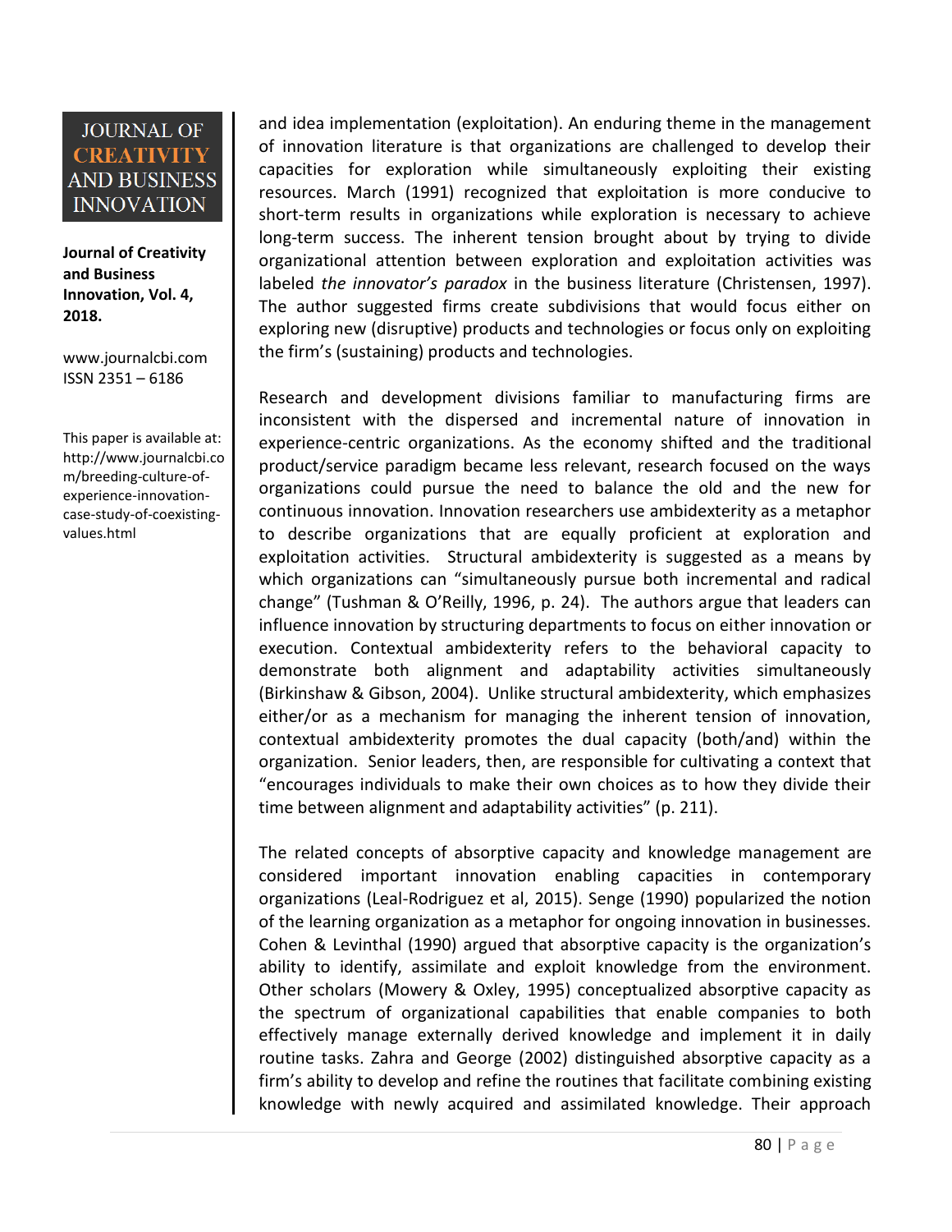and idea implementation (exploitation). An enduring theme in the management of innovation literature is that organizations are challenged to develop their capacities for exploration while simultaneously exploiting their existing resources. March (1991) recognized that exploitation is more conducive to short-term results in organizations while exploration is necessary to achieve long-term success. The inherent tension brought about by trying to divide organizational attention between exploration and exploitation activities was labeled *the innovator's paradox* in the business literature (Christensen, 1997). The author suggested firms create subdivisions that would focus either on exploring new (disruptive) products and technologies or focus only on exploiting the firm's (sustaining) products and technologies.

Research and development divisions familiar to manufacturing firms are inconsistent with the dispersed and incremental nature of innovation in experience-centric organizations. As the economy shifted and the traditional product/service paradigm became less relevant, research focused on the ways organizations could pursue the need to balance the old and the new for continuous innovation. Innovation researchers use ambidexterity as a metaphor to describe organizations that are equally proficient at exploration and exploitation activities. Structural ambidexterity is suggested as a means by which organizations can "simultaneously pursue both incremental and radical change" (Tushman & O'Reilly, 1996, p. 24). The authors argue that leaders can influence innovation by structuring departments to focus on either innovation or execution. Contextual ambidexterity refers to the behavioral capacity to demonstrate both alignment and adaptability activities simultaneously (Birkinshaw & Gibson, 2004). Unlike structural ambidexterity, which emphasizes either/or as a mechanism for managing the inherent tension of innovation, contextual ambidexterity promotes the dual capacity (both/and) within the organization. Senior leaders, then, are responsible for cultivating a context that "encourages individuals to make their own choices as to how they divide their time between alignment and adaptability activities" (p. 211).

The related concepts of absorptive capacity and knowledge management are considered important innovation enabling capacities in contemporary organizations (Leal-Rodriguez et al, 2015). Senge (1990) popularized the notion of the learning organization as a metaphor for ongoing innovation in businesses. Cohen & Levinthal (1990) argued that absorptive capacity is the organization's ability to identify, assimilate and exploit knowledge from the environment. Other scholars (Mowery & Oxley, 1995) conceptualized absorptive capacity as the spectrum of organizational capabilities that enable companies to both effectively manage externally derived knowledge and implement it in daily routine tasks. Zahra and George (2002) distinguished absorptive capacity as a firm's ability to develop and refine the routines that facilitate combining existing knowledge with newly acquired and assimilated knowledge. Their approach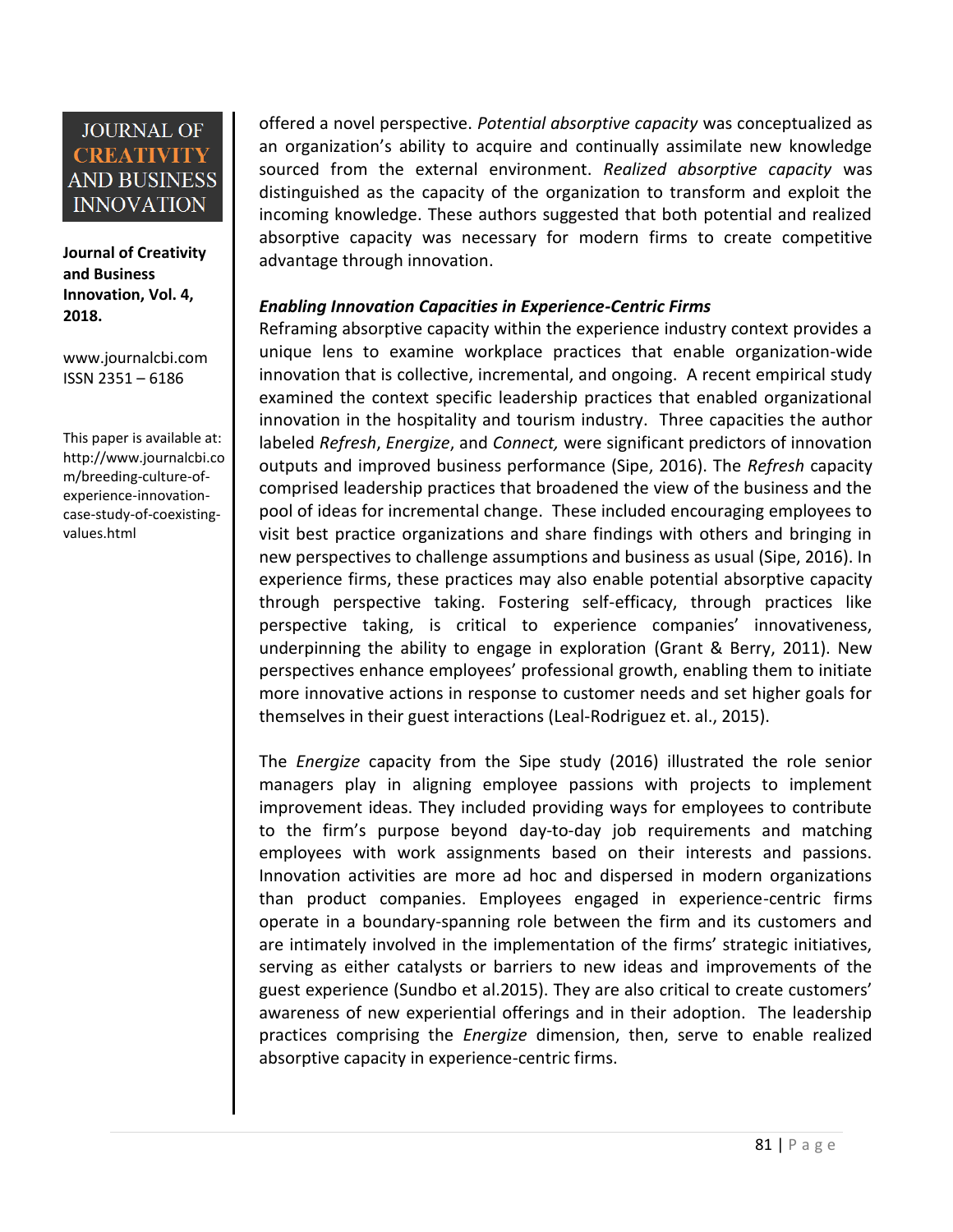offered a novel perspective. *Potential absorptive capacity* was conceptualized as an organization's ability to acquire and continually assimilate new knowledge sourced from the external environment. *Realized absorptive capacity* was distinguished as the capacity of the organization to transform and exploit the incoming knowledge. These authors suggested that both potential and realized absorptive capacity was necessary for modern firms to create competitive advantage through innovation.

***Enabling Innovation Capacities in Experience-Centric Firms***

Reframing absorptive capacity within the experience industry context provides a unique lens to examine workplace practices that enable organization-wide innovation that is collective, incremental, and ongoing. A recent empirical study examined the context specific leadership practices that enabled organizational innovation in the hospitality and tourism industry. Three capacities the author labeled *Refresh*, *Energize*, and *Connect,* were significant predictors of innovation outputs and improved business performance (Sipe, 2016). The *Refresh* capacity comprised leadership practices that broadened the view of the business and the pool of ideas for incremental change. These included encouraging employees to visit best practice organizations and share findings with others and bringing in new perspectives to challenge assumptions and business as usual (Sipe, 2016). In experience firms, these practices may also enable potential absorptive capacity through perspective taking. Fostering self-efficacy, through practices like perspective taking, is critical to experience companies' innovativeness, underpinning the ability to engage in exploration (Grant & Berry, 2011). New perspectives enhance employees' professional growth, enabling them to initiate more innovative actions in response to customer needs and set higher goals for themselves in their guest interactions (Leal-Rodriguez et. al., 2015).

The *Energize* capacity from the Sipe study (2016) illustrated the role senior managers play in aligning employee passions with projects to implement improvement ideas. They included providing ways for employees to contribute to the firm's purpose beyond day-to-day job requirements and matching employees with work assignments based on their interests and passions. Innovation activities are more ad hoc and dispersed in modern organizations than product companies. Employees engaged in experience-centric firms operate in a boundary-spanning role between the firm and its customers and are intimately involved in the implementation of the firms' strategic initiatives, serving as either catalysts or barriers to new ideas and improvements of the guest experience (Sundbo et al.2015). They are also critical to create customers' awareness of new experiential offerings and in their adoption. The leadership practices comprising the *Energize* dimension, then, serve to enable realized absorptive capacity in experience-centric firms.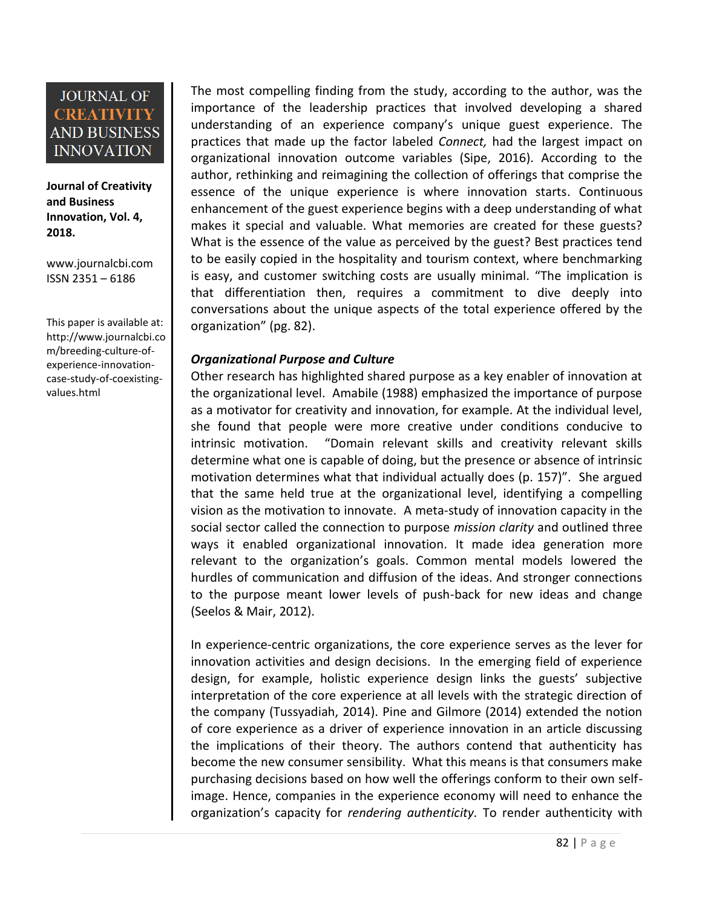The most compelling finding from the study, according to the author, was the importance of the leadership practices that involved developing a shared understanding of an experience company's unique guest experience. The practices that made up the factor labeled *Connect,* had the largest impact on organizational innovation outcome variables (Sipe, 2016). According to the author, rethinking and reimagining the collection of offerings that comprise the essence of the unique experience is where innovation starts. Continuous enhancement of the guest experience begins with a deep understanding of what makes it special and valuable. What memories are created for these guests? What is the essence of the value as perceived by the guest? Best practices tend to be easily copied in the hospitality and tourism context, where benchmarking is easy, and customer switching costs are usually minimal. "The implication is that differentiation then, requires a commitment to dive deeply into conversations about the unique aspects of the total experience offered by the organization" (pg. 82).

### *Organizational Purpose and Culture*

Other research has highlighted shared purpose as a key enabler of innovation at the organizational level. Amabile (1988) emphasized the importance of purpose as a motivator for creativity and innovation, for example. At the individual level, she found that people were more creative under conditions conducive to intrinsic motivation. "Domain relevant skills and creativity relevant skills determine what one is capable of doing, but the presence or absence of intrinsic motivation determines what that individual actually does (p. 157)". She argued that the same held true at the organizational level, identifying a compelling vision as the motivation to innovate. A meta-study of innovation capacity in the social sector called the connection to purpose *mission clarity* and outlined three ways it enabled organizational innovation. It made idea generation more relevant to the organization's goals. Common mental models lowered the hurdles of communication and diffusion of the ideas. And stronger connections to the purpose meant lower levels of push-back for new ideas and change (Seelos & Mair, 2012).

In experience-centric organizations, the core experience serves as the lever for innovation activities and design decisions. In the emerging field of experience design, for example, holistic experience design links the guests' subjective interpretation of the core experience at all levels with the strategic direction of the company (Tussyadiah, 2014). Pine and Gilmore (2014) extended the notion of core experience as a driver of experience innovation in an article discussing the implications of their theory. The authors contend that authenticity has become the new consumer sensibility. What this means is that consumers make purchasing decisions based on how well the offerings conform to their own self-image. Hence, companies in the experience economy will need to enhance the organization's capacity for *rendering authenticity.* To render authenticity with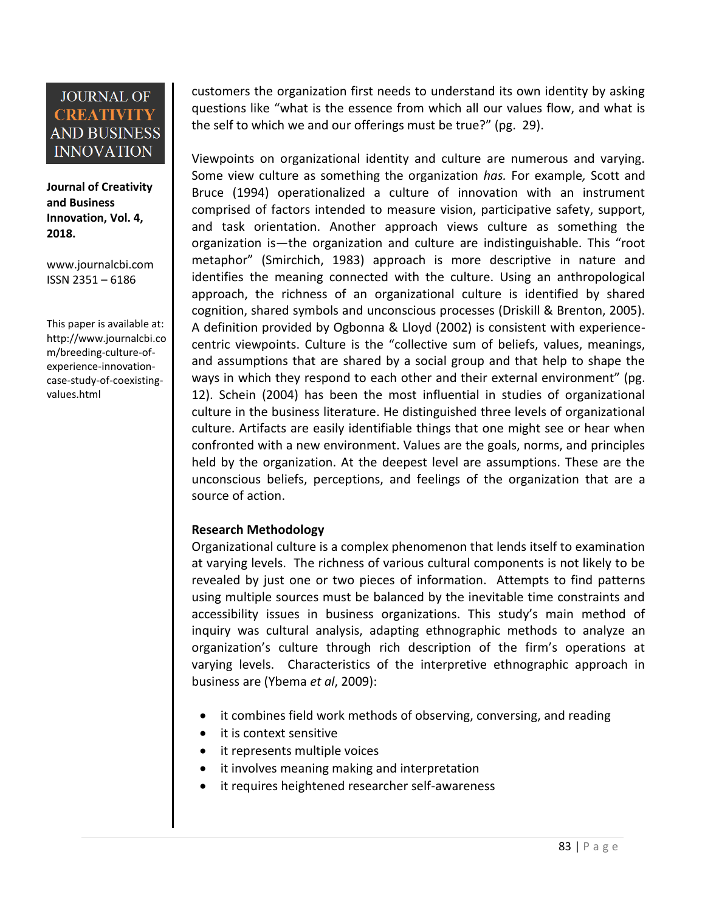customers the organization first needs to understand its own identity by asking questions like "what is the essence from which all our values flow, and what is the self to which we and our offerings must be true?" (pg. 29).

Viewpoints on organizational identity and culture are numerous and varying. Some view culture as something the organization *has.* For example*,* Scott and Bruce (1994) operationalized a culture of innovation with an instrument comprised of factors intended to measure vision, participative safety, support, and task orientation. Another approach views culture as something the organization is—the organization and culture are indistinguishable. This "root metaphor" (Smirchich, 1983) approach is more descriptive in nature and identifies the meaning connected with the culture. Using an anthropological approach, the richness of an organizational culture is identified by shared cognition, shared symbols and unconscious processes (Driskill & Brenton, 2005). A definition provided by Ogbonna & Lloyd (2002) is consistent with experience-centric viewpoints. Culture is the "collective sum of beliefs, values, meanings, and assumptions that are shared by a social group and that help to shape the ways in which they respond to each other and their external environment" (pg. 12). Schein (2004) has been the most influential in studies of organizational culture in the business literature. He distinguished three levels of organizational culture. Artifacts are easily identifiable things that one might see or hear when confronted with a new environment. Values are the goals, norms, and principles held by the organization. At the deepest level are assumptions. These are the unconscious beliefs, perceptions, and feelings of the organization that are a source of action.

**Research Methodology**

Organizational culture is a complex phenomenon that lends itself to examination at varying levels. The richness of various cultural components is not likely to be revealed by just one or two pieces of information. Attempts to find patterns using multiple sources must be balanced by the inevitable time constraints and accessibility issues in business organizations. This study's main method of inquiry was cultural analysis, adapting ethnographic methods to analyze an organization's culture through rich description of the firm's operations at varying levels. Characteristics of the interpretive ethnographic approach in business are (Ybema *et al*, 2009):

- it combines field work methods of observing, conversing, and reading
- it is context sensitive
- it represents multiple voices
- it involves meaning making and interpretation
- it requires heightened researcher self-awareness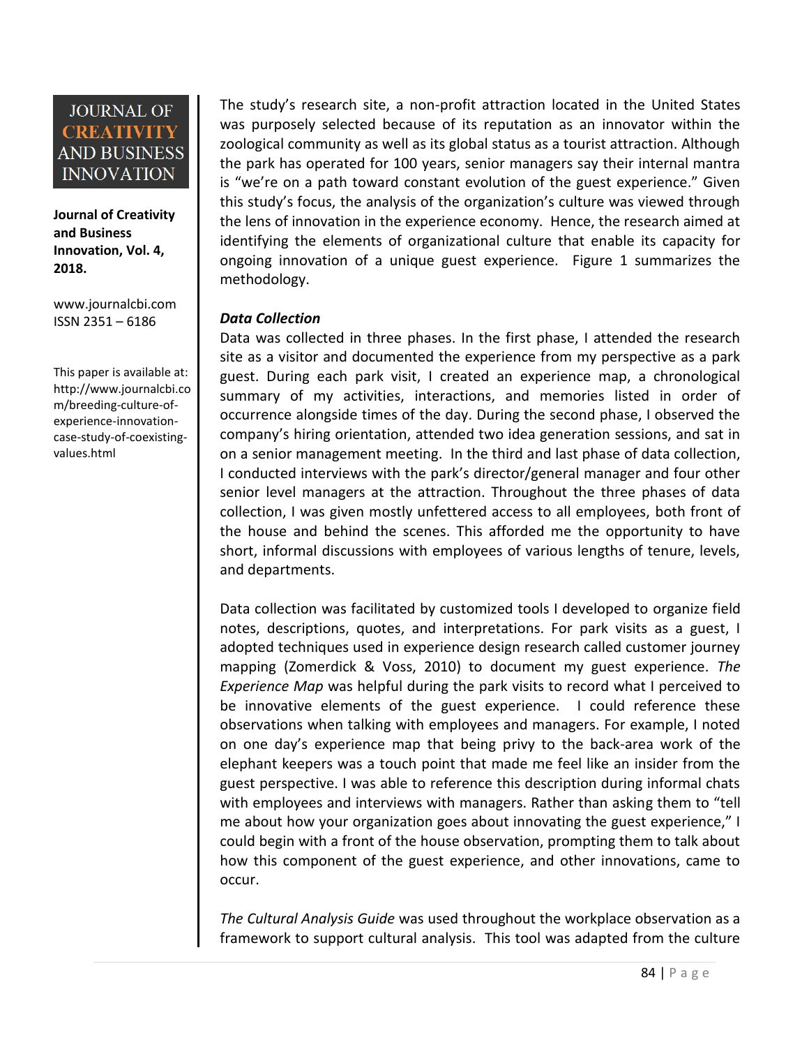The study's research site, a non-profit attraction located in the United States was purposely selected because of its reputation as an innovator within the zoological community as well as its global status as a tourist attraction. Although the park has operated for 100 years, senior managers say their internal mantra is "we're on a path toward constant evolution of the guest experience." Given this study's focus, the analysis of the organization's culture was viewed through the lens of innovation in the experience economy. Hence, the research aimed at identifying the elements of organizational culture that enable its capacity for ongoing innovation of a unique guest experience. Figure 1 summarizes the methodology.

***Data Collection***

Data was collected in three phases. In the first phase, I attended the research site as a visitor and documented the experience from my perspective as a park guest. During each park visit, I created an experience map, a chronological summary of my activities, interactions, and memories listed in order of occurrence alongside times of the day. During the second phase, I observed the company's hiring orientation, attended two idea generation sessions, and sat in on a senior management meeting. In the third and last phase of data collection, I conducted interviews with the park's director/general manager and four other senior level managers at the attraction. Throughout the three phases of data collection, I was given mostly unfettered access to all employees, both front of the house and behind the scenes. This afforded me the opportunity to have short, informal discussions with employees of various lengths of tenure, levels, and departments.

Data collection was facilitated by customized tools I developed to organize field notes, descriptions, quotes, and interpretations. For park visits as a guest, I adopted techniques used in experience design research called customer journey mapping (Zomerdick & Voss, 2010) to document my guest experience. *The Experience Map* was helpful during the park visits to record what I perceived to be innovative elements of the guest experience. I could reference these observations when talking with employees and managers. For example, I noted on one day's experience map that being privy to the back-area work of the elephant keepers was a touch point that made me feel like an insider from the guest perspective. I was able to reference this description during informal chats with employees and interviews with managers. Rather than asking them to "tell me about how your organization goes about innovating the guest experience," I could begin with a front of the house observation, prompting them to talk about how this component of the guest experience, and other innovations, came to occur.

*The Cultural Analysis Guide* was used throughout the workplace observation as a framework to support cultural analysis. This tool was adapted from the culture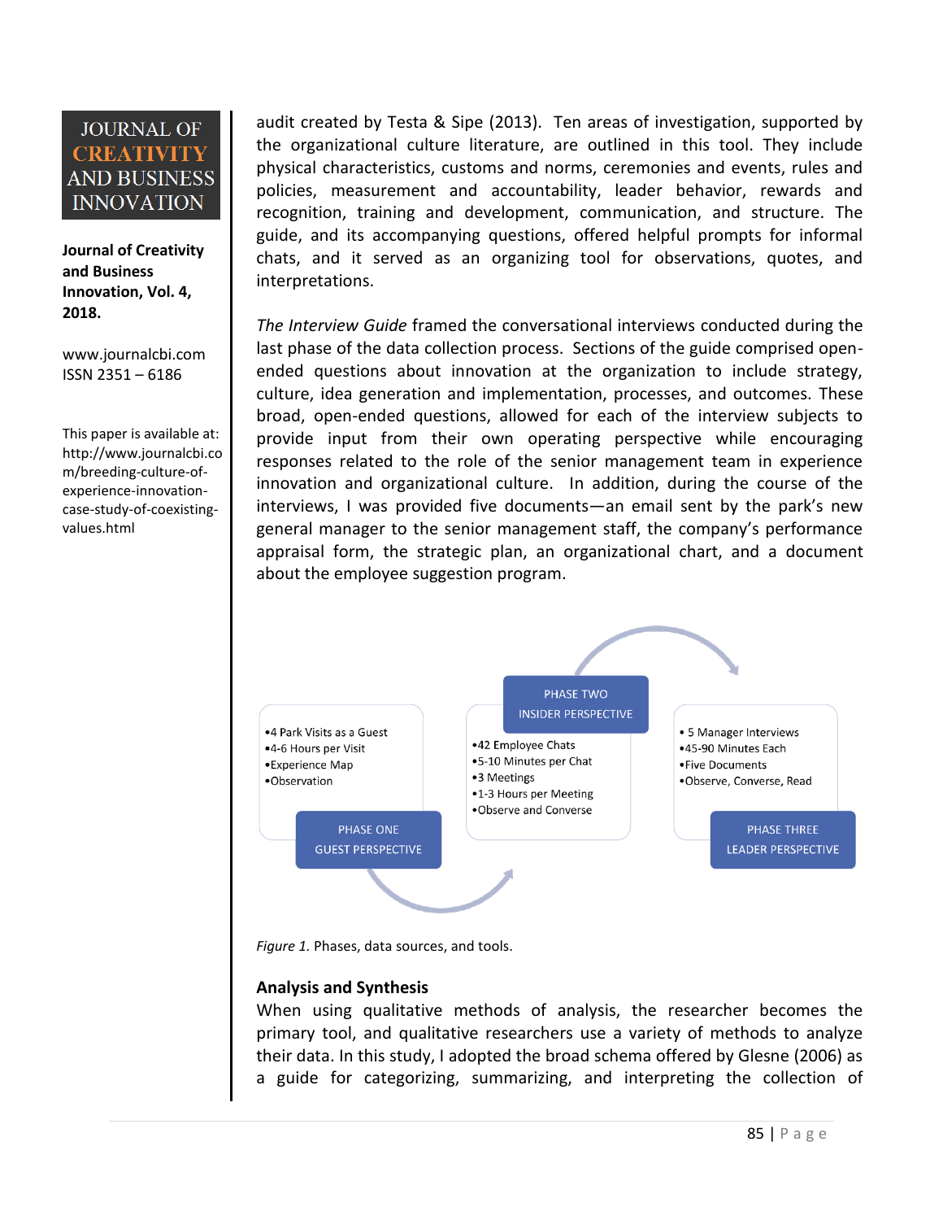audit created by Testa & Sipe (2013). Ten areas of investigation, supported by the organizational culture literature, are outlined in this tool. They include physical characteristics, customs and norms, ceremonies and events, rules and policies, measurement and accountability, leader behavior, rewards and recognition, training and development, communication, and structure. The guide, and its accompanying questions, offered helpful prompts for informal chats, and it served as an organizing tool for observations, quotes, and interpretations.

*The Interview Guide* framed the conversational interviews conducted during the last phase of the data collection process. Sections of the guide comprised open-ended questions about innovation at the organization to include strategy, culture, idea generation and implementation, processes, and outcomes. These broad, open-ended questions, allowed for each of the interview subjects to provide input from their own operating perspective while encouraging responses related to the role of the senior management team in experience innovation and organizational culture. In addition, during the course of the interviews, I was provided five documents—an email sent by the park's new general manager to the senior management staff, the company's performance appraisal form, the strategic plan, an organizational chart, and a document about the employee suggestion program.

PHASE ONE
GUEST PERSPECTIVE

- 4 Park Visits as a Guest
- 4-6 Hours per Visit
- Experience Map
- Observation

PHASE TWO
INSIDER PERSPECTIVE

- 42 Employee Chats
- 5-10 Minutes per Chat
- 3 Meetings
- 1-3 Hours per Meeting
- Observe and Converse

PHASE THREE
LEADER PERSPECTIVE

- 5 Manager Interviews
- 45-90 Minutes Each
- Five Documents
- Observe, Converse, Read

*Figure 1.* Phases, data sources, and tools.

## Analysis and Synthesis

When using qualitative methods of analysis, the researcher becomes the primary tool, and qualitative researchers use a variety of methods to analyze their data. In this study, I adopted the broad schema offered by Glesne (2006) as a guide for categorizing, summarizing, and interpreting the collection of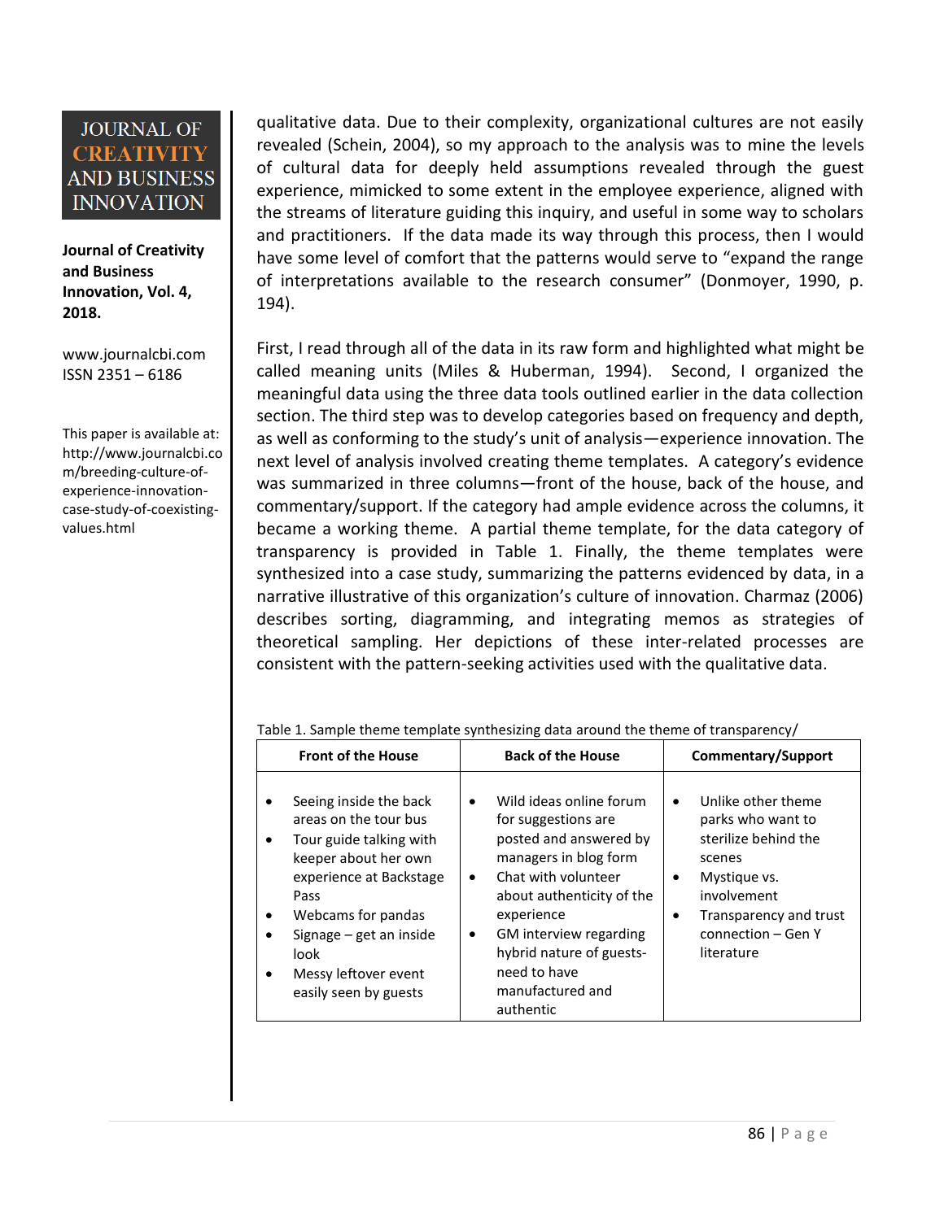qualitative data. Due to their complexity, organizational cultures are not easily revealed (Schein, 2004), so my approach to the analysis was to mine the levels of cultural data for deeply held assumptions revealed through the guest experience, mimicked to some extent in the employee experience, aligned with the streams of literature guiding this inquiry, and useful in some way to scholars and practitioners. If the data made its way through this process, then I would have some level of comfort that the patterns would serve to "expand the range of interpretations available to the research consumer" (Donmoyer, 1990, p. 194).

First, I read through all of the data in its raw form and highlighted what might be called meaning units (Miles & Huberman, 1994). Second, I organized the meaningful data using the three data tools outlined earlier in the data collection section. The third step was to develop categories based on frequency and depth, as well as conforming to the study's unit of analysis—experience innovation. The next level of analysis involved creating theme templates. A category's evidence was summarized in three columns—front of the house, back of the house, and commentary/support. If the category had ample evidence across the columns, it became a working theme. A partial theme template, for the data category of transparency is provided in Table 1. Finally, the theme templates were synthesized into a case study, summarizing the patterns evidenced by data, in a narrative illustrative of this organization's culture of innovation. Charmaz (2006) describes sorting, diagramming, and integrating memos as strategies of theoretical sampling. Her depictions of these inter-related processes are consistent with the pattern-seeking activities used with the qualitative data.

Table 1. Sample theme template synthesizing data around the theme of transparency/

| Front of the House | Back of the House | Commentary/Support |
|---|---|---|
| • Seeing inside the back areas on the tour bus<br>• Tour guide talking with keeper about her own experience at Backstage Pass<br>• Webcams for pandas<br>• Signage – get an inside look<br>• Messy leftover event easily seen by guests | • Wild ideas online forum for suggestions are posted and answered by managers in blog form<br>• Chat with volunteer about authenticity of the experience<br>• GM interview regarding hybrid nature of guests- need to have manufactured and authentic | • Unlike other theme parks who want to sterilize behind the scenes<br>• Mystique vs. involvement<br>• Transparency and trust connection – Gen Y literature |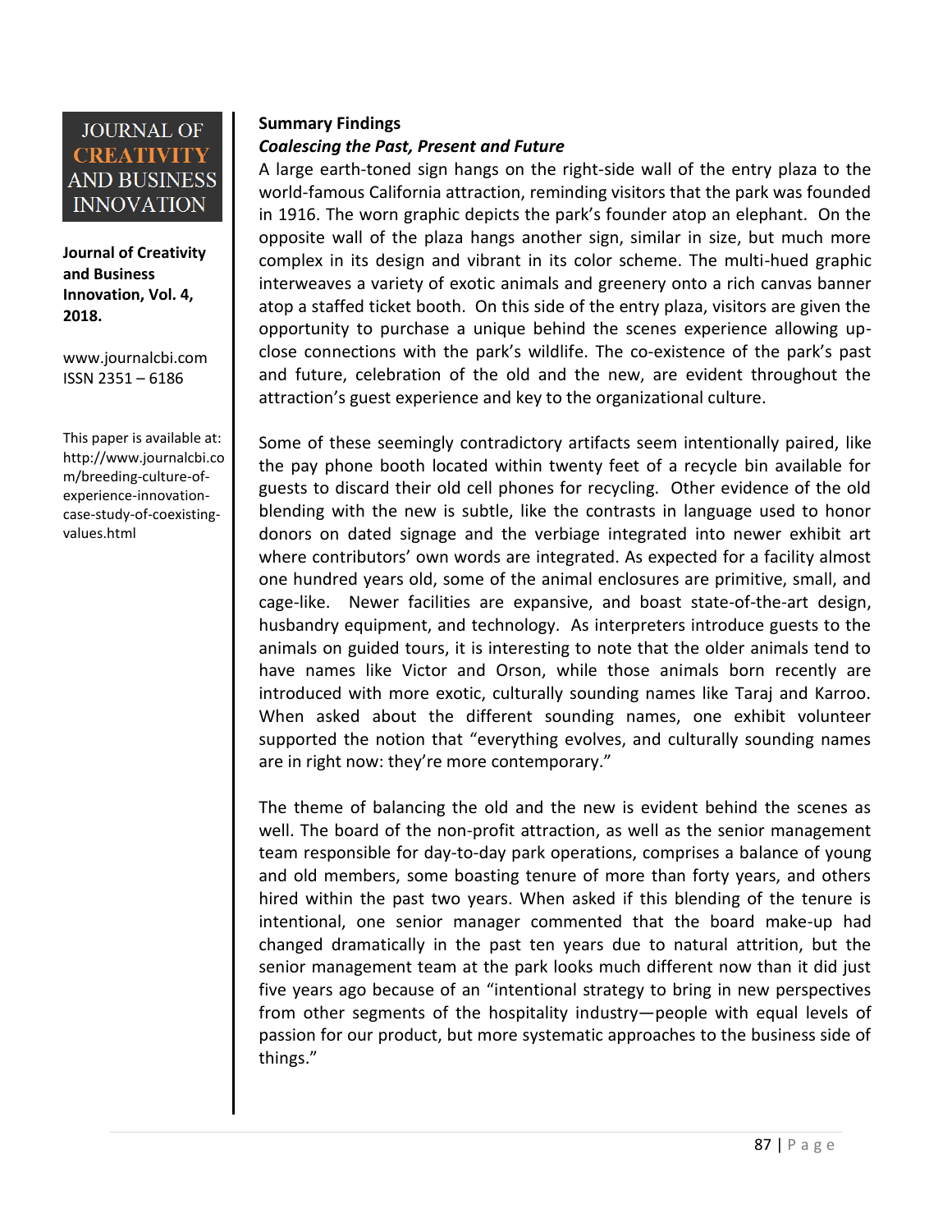**Summary Findings**

***Coalescing the Past, Present and Future***

A large earth-toned sign hangs on the right-side wall of the entry plaza to the world-famous California attraction, reminding visitors that the park was founded in 1916. The worn graphic depicts the park's founder atop an elephant. On the opposite wall of the plaza hangs another sign, similar in size, but much more complex in its design and vibrant in its color scheme. The multi-hued graphic interweaves a variety of exotic animals and greenery onto a rich canvas banner atop a staffed ticket booth. On this side of the entry plaza, visitors are given the opportunity to purchase a unique behind the scenes experience allowing up-close connections with the park's wildlife. The co-existence of the park's past and future, celebration of the old and the new, are evident throughout the attraction's guest experience and key to the organizational culture.

Some of these seemingly contradictory artifacts seem intentionally paired, like the pay phone booth located within twenty feet of a recycle bin available for guests to discard their old cell phones for recycling. Other evidence of the old blending with the new is subtle, like the contrasts in language used to honor donors on dated signage and the verbiage integrated into newer exhibit art where contributors' own words are integrated. As expected for a facility almost one hundred years old, some of the animal enclosures are primitive, small, and cage-like. Newer facilities are expansive, and boast state-of-the-art design, husbandry equipment, and technology. As interpreters introduce guests to the animals on guided tours, it is interesting to note that the older animals tend to have names like Victor and Orson, while those animals born recently are introduced with more exotic, culturally sounding names like Taraj and Karroo. When asked about the different sounding names, one exhibit volunteer supported the notion that "everything evolves, and culturally sounding names are in right now: they're more contemporary."

The theme of balancing the old and the new is evident behind the scenes as well. The board of the non-profit attraction, as well as the senior management team responsible for day-to-day park operations, comprises a balance of young and old members, some boasting tenure of more than forty years, and others hired within the past two years. When asked if this blending of the tenure is intentional, one senior manager commented that the board make-up had changed dramatically in the past ten years due to natural attrition, but the senior management team at the park looks much different now than it did just five years ago because of an "intentional strategy to bring in new perspectives from other segments of the hospitality industry—people with equal levels of passion for our product, but more systematic approaches to the business side of things."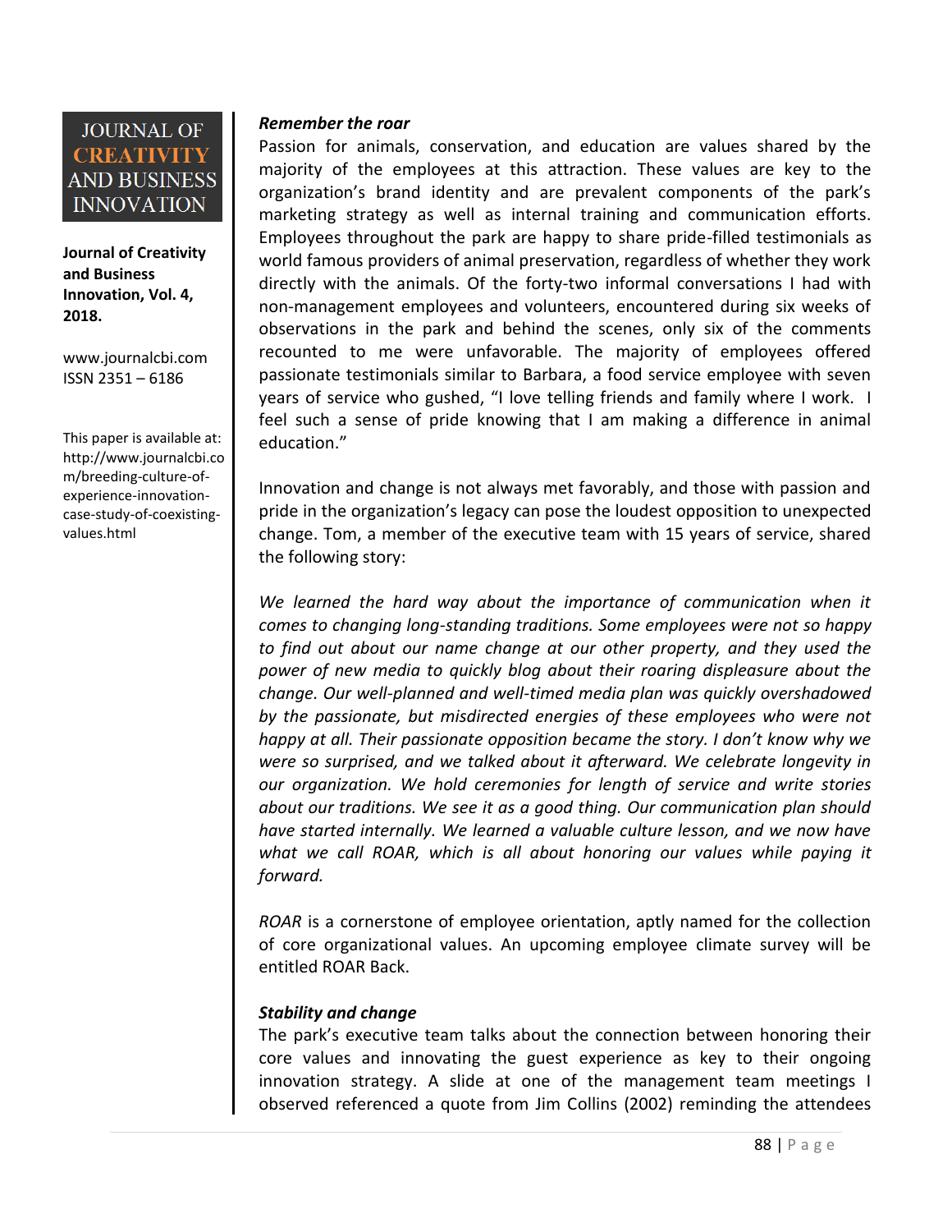### *Remember the roar*

Passion for animals, conservation, and education are values shared by the majority of the employees at this attraction. These values are key to the organization's brand identity and are prevalent components of the park's marketing strategy as well as internal training and communication efforts. Employees throughout the park are happy to share pride-filled testimonials as world famous providers of animal preservation, regardless of whether they work directly with the animals. Of the forty-two informal conversations I had with non-management employees and volunteers, encountered during six weeks of observations in the park and behind the scenes, only six of the comments recounted to me were unfavorable. The majority of employees offered passionate testimonials similar to Barbara, a food service employee with seven years of service who gushed, "I love telling friends and family where I work. I feel such a sense of pride knowing that I am making a difference in animal education."

Innovation and change is not always met favorably, and those with passion and pride in the organization's legacy can pose the loudest opposition to unexpected change. Tom, a member of the executive team with 15 years of service, shared the following story:

*We learned the hard way about the importance of communication when it comes to changing long-standing traditions. Some employees were not so happy to find out about our name change at our other property, and they used the power of new media to quickly blog about their roaring displeasure about the change. Our well-planned and well-timed media plan was quickly overshadowed by the passionate, but misdirected energies of these employees who were not happy at all. Their passionate opposition became the story. I don't know why we were so surprised, and we talked about it afterward. We celebrate longevity in our organization. We hold ceremonies for length of service and write stories about our traditions. We see it as a good thing. Our communication plan should have started internally. We learned a valuable culture lesson, and we now have what we call ROAR, which is all about honoring our values while paying it forward.*

*ROAR* is a cornerstone of employee orientation, aptly named for the collection of core organizational values. An upcoming employee climate survey will be entitled ROAR Back.

### *Stability and change*

The park's executive team talks about the connection between honoring their core values and innovating the guest experience as key to their ongoing innovation strategy. A slide at one of the management team meetings I observed referenced a quote from Jim Collins (2002) reminding the attendees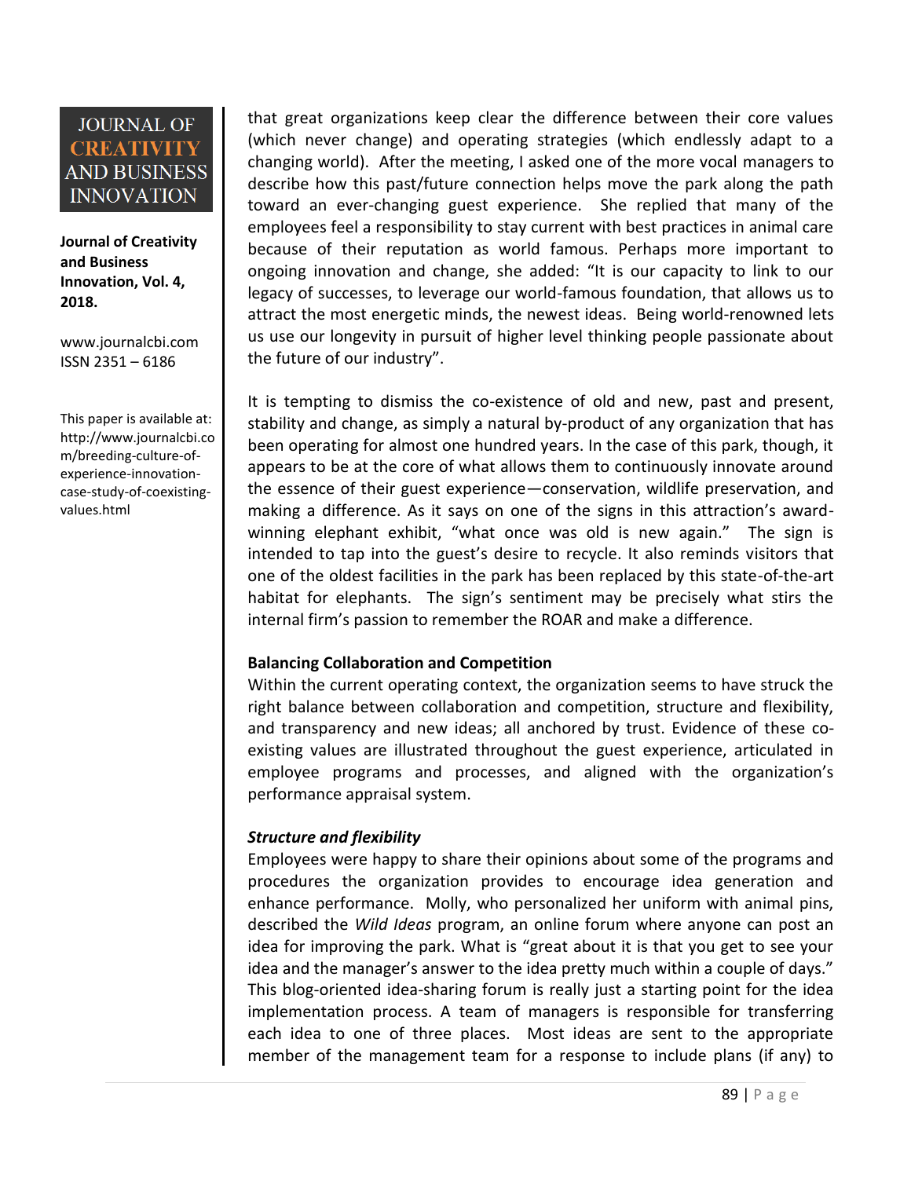that great organizations keep clear the difference between their core values (which never change) and operating strategies (which endlessly adapt to a changing world). After the meeting, I asked one of the more vocal managers to describe how this past/future connection helps move the park along the path toward an ever-changing guest experience. She replied that many of the employees feel a responsibility to stay current with best practices in animal care because of their reputation as world famous. Perhaps more important to ongoing innovation and change, she added: "It is our capacity to link to our legacy of successes, to leverage our world-famous foundation, that allows us to attract the most energetic minds, the newest ideas. Being world-renowned lets us use our longevity in pursuit of higher level thinking people passionate about the future of our industry".

It is tempting to dismiss the co-existence of old and new, past and present, stability and change, as simply a natural by-product of any organization that has been operating for almost one hundred years. In the case of this park, though, it appears to be at the core of what allows them to continuously innovate around the essence of their guest experience—conservation, wildlife preservation, and making a difference. As it says on one of the signs in this attraction's award-winning elephant exhibit, "what once was old is new again." The sign is intended to tap into the guest's desire to recycle. It also reminds visitors that one of the oldest facilities in the park has been replaced by this state-of-the-art habitat for elephants. The sign's sentiment may be precisely what stirs the internal firm's passion to remember the ROAR and make a difference.

### Balancing Collaboration and Competition

Within the current operating context, the organization seems to have struck the right balance between collaboration and competition, structure and flexibility, and transparency and new ideas; all anchored by trust. Evidence of these co-existing values are illustrated throughout the guest experience, articulated in employee programs and processes, and aligned with the organization's performance appraisal system.

#### *Structure and flexibility*

Employees were happy to share their opinions about some of the programs and procedures the organization provides to encourage idea generation and enhance performance. Molly, who personalized her uniform with animal pins, described the *Wild Ideas* program, an online forum where anyone can post an idea for improving the park. What is "great about it is that you get to see your idea and the manager's answer to the idea pretty much within a couple of days." This blog-oriented idea-sharing forum is really just a starting point for the idea implementation process. A team of managers is responsible for transferring each idea to one of three places. Most ideas are sent to the appropriate member of the management team for a response to include plans (if any) to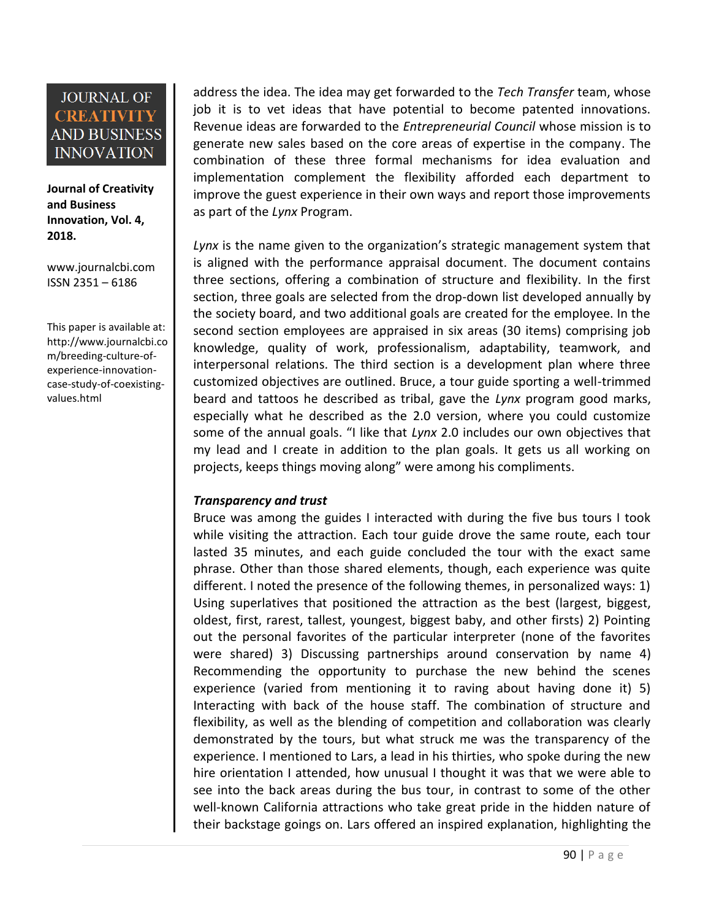address the idea. The idea may get forwarded to the *Tech Transfer* team, whose job it is to vet ideas that have potential to become patented innovations. Revenue ideas are forwarded to the *Entrepreneurial Council* whose mission is to generate new sales based on the core areas of expertise in the company. The combination of these three formal mechanisms for idea evaluation and implementation complement the flexibility afforded each department to improve the guest experience in their own ways and report those improvements as part of the *Lynx* Program.

*Lynx* is the name given to the organization's strategic management system that is aligned with the performance appraisal document. The document contains three sections, offering a combination of structure and flexibility. In the first section, three goals are selected from the drop-down list developed annually by the society board, and two additional goals are created for the employee. In the second section employees are appraised in six areas (30 items) comprising job knowledge, quality of work, professionalism, adaptability, teamwork, and interpersonal relations. The third section is a development plan where three customized objectives are outlined. Bruce, a tour guide sporting a well-trimmed beard and tattoos he described as tribal, gave the *Lynx* program good marks, especially what he described as the 2.0 version, where you could customize some of the annual goals. "I like that *Lynx* 2.0 includes our own objectives that my lead and I create in addition to the plan goals. It gets us all working on projects, keeps things moving along" were among his compliments.

***Transparency and trust***

Bruce was among the guides I interacted with during the five bus tours I took while visiting the attraction. Each tour guide drove the same route, each tour lasted 35 minutes, and each guide concluded the tour with the exact same phrase. Other than those shared elements, though, each experience was quite different. I noted the presence of the following themes, in personalized ways: 1) Using superlatives that positioned the attraction as the best (largest, biggest, oldest, first, rarest, tallest, youngest, biggest baby, and other firsts) 2) Pointing out the personal favorites of the particular interpreter (none of the favorites were shared) 3) Discussing partnerships around conservation by name 4) Recommending the opportunity to purchase the new behind the scenes experience (varied from mentioning it to raving about having done it) 5) Interacting with back of the house staff. The combination of structure and flexibility, as well as the blending of competition and collaboration was clearly demonstrated by the tours, but what struck me was the transparency of the experience. I mentioned to Lars, a lead in his thirties, who spoke during the new hire orientation I attended, how unusual I thought it was that we were able to see into the back areas during the bus tour, in contrast to some of the other well-known California attractions who take great pride in the hidden nature of their backstage goings on. Lars offered an inspired explanation, highlighting the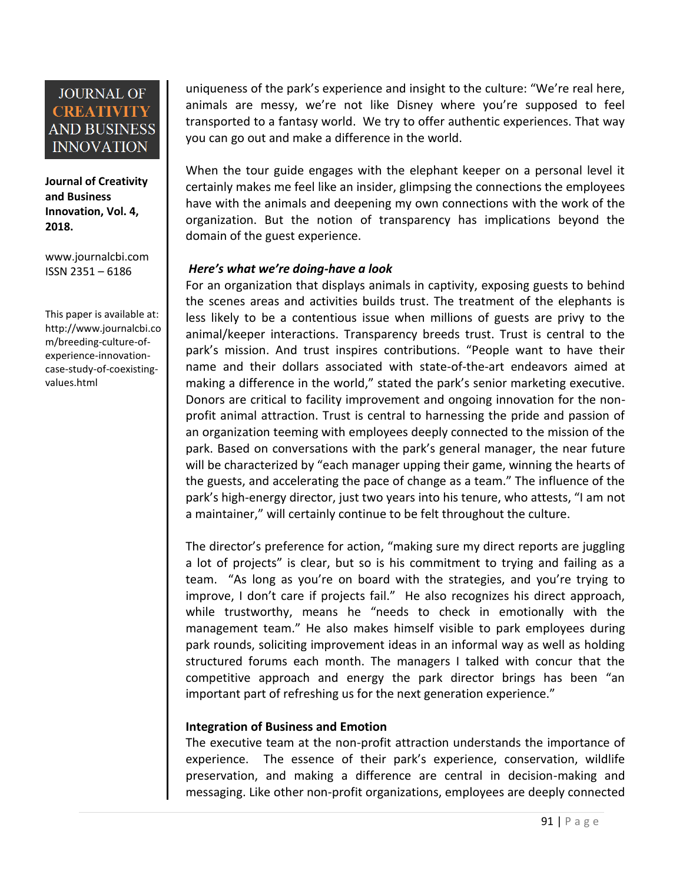uniqueness of the park's experience and insight to the culture: "We're real here, animals are messy, we're not like Disney where you're supposed to feel transported to a fantasy world. We try to offer authentic experiences. That way you can go out and make a difference in the world.

When the tour guide engages with the elephant keeper on a personal level it certainly makes me feel like an insider, glimpsing the connections the employees have with the animals and deepening my own connections with the work of the organization. But the notion of transparency has implications beyond the domain of the guest experience.

***Here's what we're doing-have a look***

For an organization that displays animals in captivity, exposing guests to behind the scenes areas and activities builds trust. The treatment of the elephants is less likely to be a contentious issue when millions of guests are privy to the animal/keeper interactions. Transparency breeds trust. Trust is central to the park's mission. And trust inspires contributions. "People want to have their name and their dollars associated with state-of-the-art endeavors aimed at making a difference in the world," stated the park's senior marketing executive. Donors are critical to facility improvement and ongoing innovation for the non-profit animal attraction. Trust is central to harnessing the pride and passion of an organization teeming with employees deeply connected to the mission of the park. Based on conversations with the park's general manager, the near future will be characterized by "each manager upping their game, winning the hearts of the guests, and accelerating the pace of change as a team." The influence of the park's high-energy director, just two years into his tenure, who attests, "I am not a maintainer," will certainly continue to be felt throughout the culture.

The director's preference for action, "making sure my direct reports are juggling a lot of projects" is clear, but so is his commitment to trying and failing as a team. "As long as you're on board with the strategies, and you're trying to improve, I don't care if projects fail." He also recognizes his direct approach, while trustworthy, means he "needs to check in emotionally with the management team." He also makes himself visible to park employees during park rounds, soliciting improvement ideas in an informal way as well as holding structured forums each month. The managers I talked with concur that the competitive approach and energy the park director brings has been "an important part of refreshing us for the next generation experience."

**Integration of Business and Emotion**

The executive team at the non-profit attraction understands the importance of experience. The essence of their park's experience, conservation, wildlife preservation, and making a difference are central in decision-making and messaging. Like other non-profit organizations, employees are deeply connected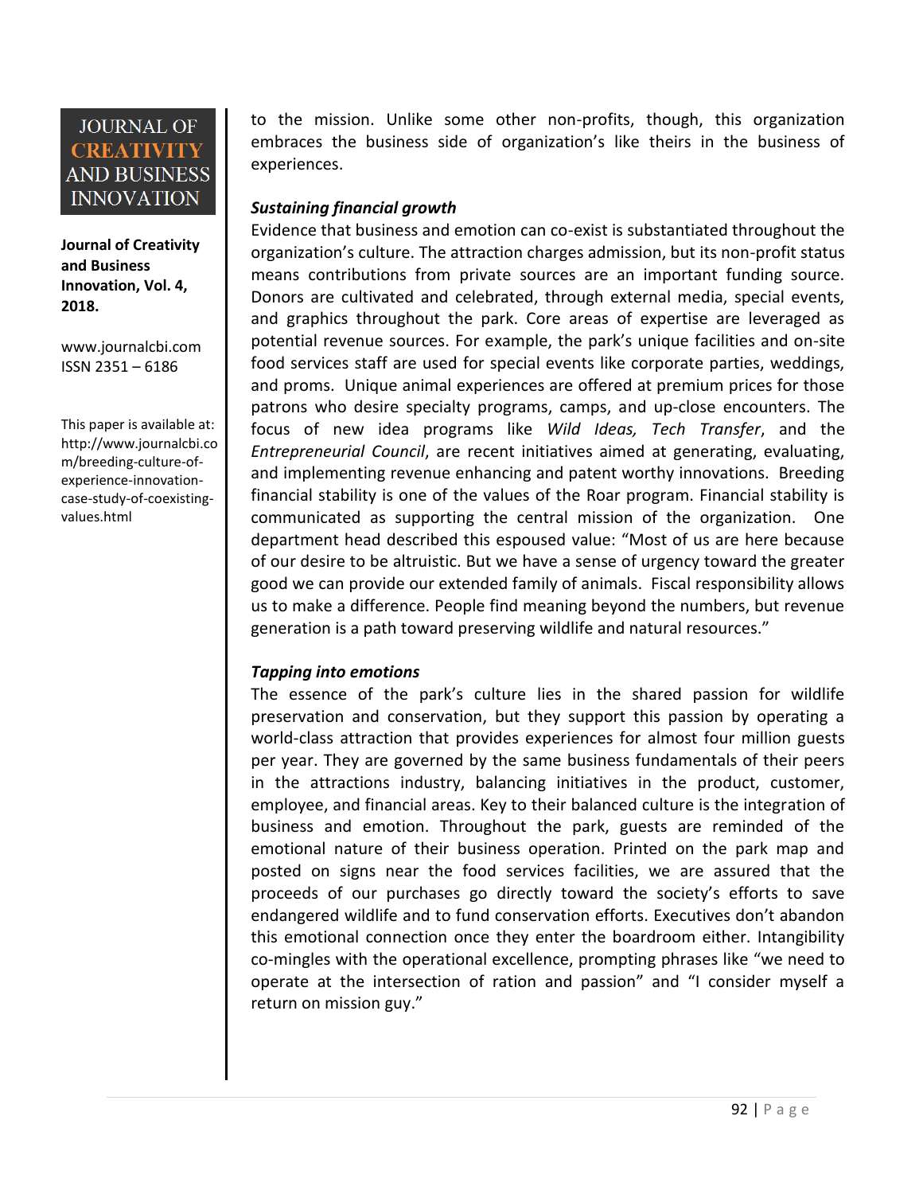to the mission. Unlike some other non-profits, though, this organization embraces the business side of organization's like theirs in the business of experiences.

***Sustaining financial growth***

Evidence that business and emotion can co-exist is substantiated throughout the organization's culture. The attraction charges admission, but its non-profit status means contributions from private sources are an important funding source. Donors are cultivated and celebrated, through external media, special events, and graphics throughout the park. Core areas of expertise are leveraged as potential revenue sources. For example, the park's unique facilities and on-site food services staff are used for special events like corporate parties, weddings, and proms. Unique animal experiences are offered at premium prices for those patrons who desire specialty programs, camps, and up-close encounters. The focus of new idea programs like *Wild Ideas, Tech Transfer*, and the *Entrepreneurial Council*, are recent initiatives aimed at generating, evaluating, and implementing revenue enhancing and patent worthy innovations. Breeding financial stability is one of the values of the Roar program. Financial stability is communicated as supporting the central mission of the organization. One department head described this espoused value: "Most of us are here because of our desire to be altruistic. But we have a sense of urgency toward the greater good we can provide our extended family of animals. Fiscal responsibility allows us to make a difference. People find meaning beyond the numbers, but revenue generation is a path toward preserving wildlife and natural resources."

***Tapping into emotions***

The essence of the park's culture lies in the shared passion for wildlife preservation and conservation, but they support this passion by operating a world-class attraction that provides experiences for almost four million guests per year. They are governed by the same business fundamentals of their peers in the attractions industry, balancing initiatives in the product, customer, employee, and financial areas. Key to their balanced culture is the integration of business and emotion. Throughout the park, guests are reminded of the emotional nature of their business operation. Printed on the park map and posted on signs near the food services facilities, we are assured that the proceeds of our purchases go directly toward the society's efforts to save endangered wildlife and to fund conservation efforts. Executives don't abandon this emotional connection once they enter the boardroom either. Intangibility co-mingles with the operational excellence, prompting phrases like "we need to operate at the intersection of ration and passion" and "I consider myself a return on mission guy."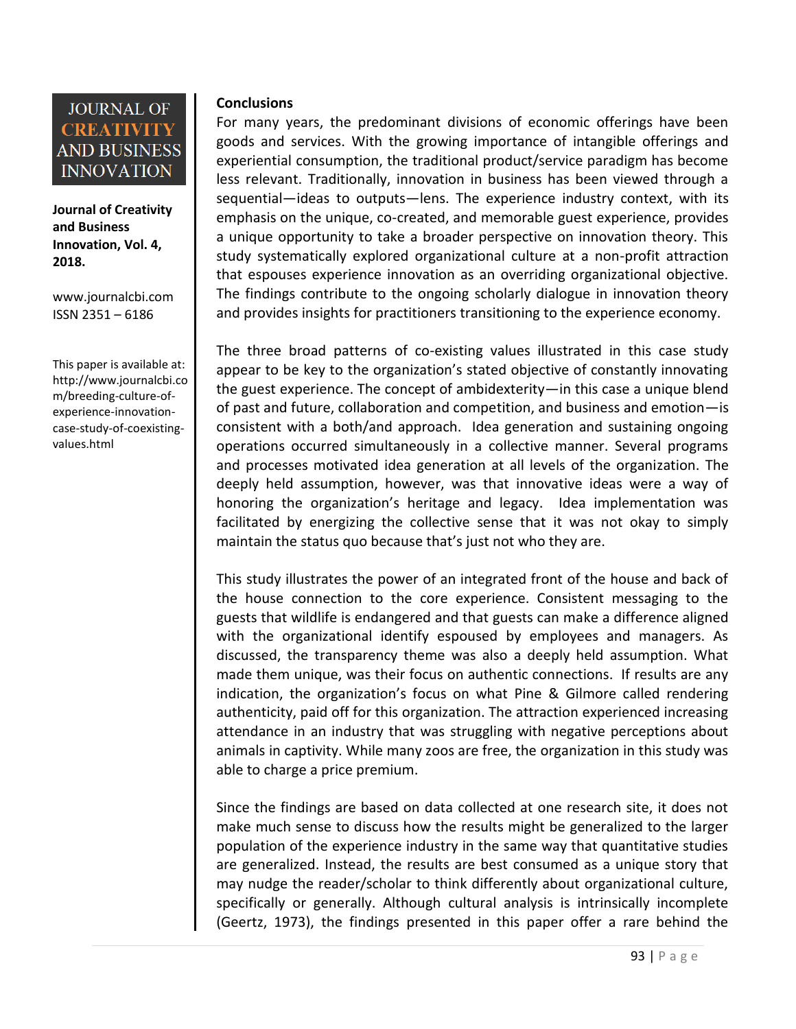**Conclusions**

For many years, the predominant divisions of economic offerings have been goods and services. With the growing importance of intangible offerings and experiential consumption, the traditional product/service paradigm has become less relevant. Traditionally, innovation in business has been viewed through a sequential—ideas to outputs—lens. The experience industry context, with its emphasis on the unique, co-created, and memorable guest experience, provides a unique opportunity to take a broader perspective on innovation theory. This study systematically explored organizational culture at a non-profit attraction that espouses experience innovation as an overriding organizational objective. The findings contribute to the ongoing scholarly dialogue in innovation theory and provides insights for practitioners transitioning to the experience economy.

The three broad patterns of co-existing values illustrated in this case study appear to be key to the organization's stated objective of constantly innovating the guest experience. The concept of ambidexterity—in this case a unique blend of past and future, collaboration and competition, and business and emotion—is consistent with a both/and approach. Idea generation and sustaining ongoing operations occurred simultaneously in a collective manner. Several programs and processes motivated idea generation at all levels of the organization. The deeply held assumption, however, was that innovative ideas were a way of honoring the organization's heritage and legacy. Idea implementation was facilitated by energizing the collective sense that it was not okay to simply maintain the status quo because that's just not who they are.

This study illustrates the power of an integrated front of the house and back of the house connection to the core experience. Consistent messaging to the guests that wildlife is endangered and that guests can make a difference aligned with the organizational identify espoused by employees and managers. As discussed, the transparency theme was also a deeply held assumption. What made them unique, was their focus on authentic connections. If results are any indication, the organization's focus on what Pine & Gilmore called rendering authenticity, paid off for this organization. The attraction experienced increasing attendance in an industry that was struggling with negative perceptions about animals in captivity. While many zoos are free, the organization in this study was able to charge a price premium.

Since the findings are based on data collected at one research site, it does not make much sense to discuss how the results might be generalized to the larger population of the experience industry in the same way that quantitative studies are generalized. Instead, the results are best consumed as a unique story that may nudge the reader/scholar to think differently about organizational culture, specifically or generally. Although cultural analysis is intrinsically incomplete (Geertz, 1973), the findings presented in this paper offer a rare behind the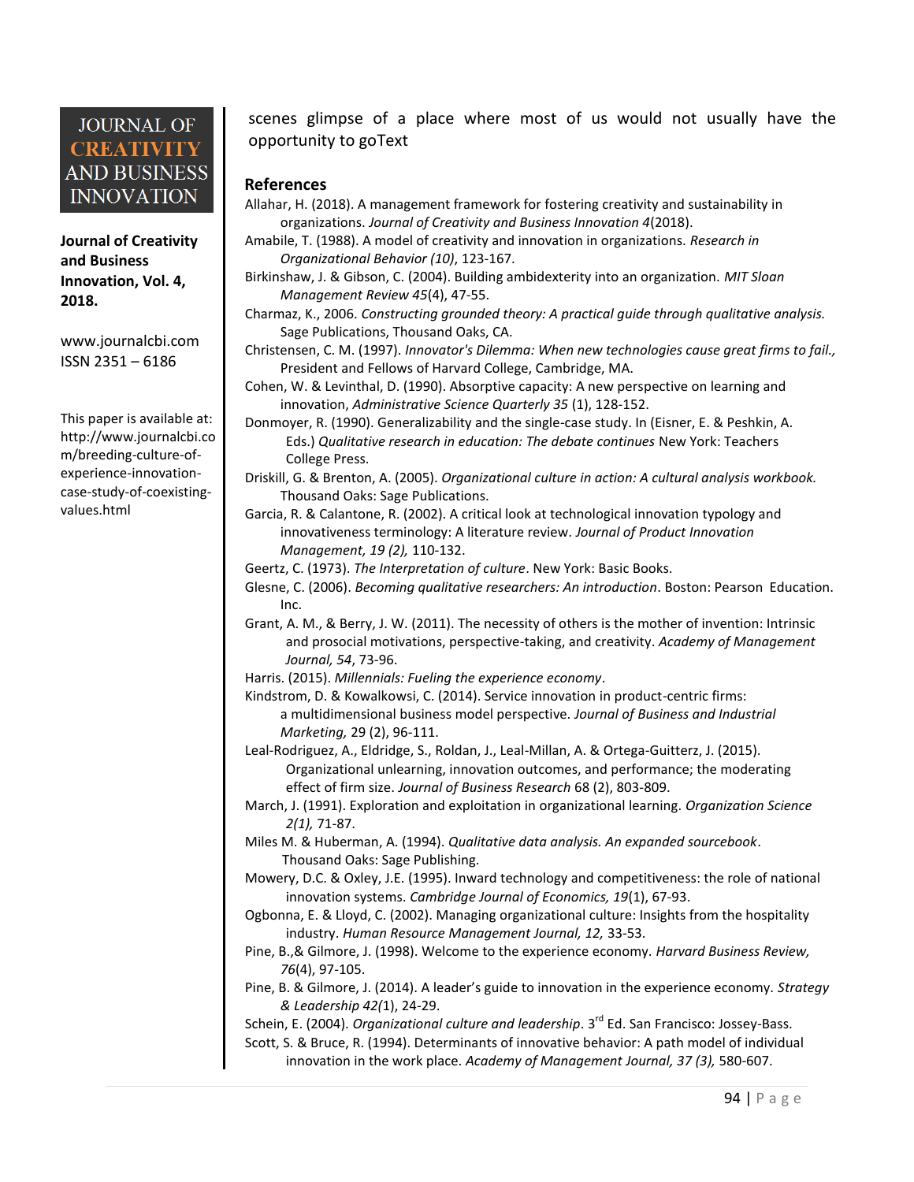scenes glimpse of a place where most of us would not usually have the opportunity to goText

## References

Allahar, H. (2018). A management framework for fostering creativity and sustainability in organizations. *Journal of Creativity and Business Innovation 4*(2018).

Amabile, T. (1988). A model of creativity and innovation in organizations. *Research in Organizational Behavior (10)*, 123-167.

Birkinshaw, J. & Gibson, C. (2004). Building ambidexterity into an organization. *MIT Sloan Management Review 45*(4), 47-55.

Charmaz, K., 2006. *Constructing grounded theory: A practical guide through qualitative analysis.* Sage Publications, Thousand Oaks, CA.

Christensen, C. M. (1997). *Innovator's Dilemma: When new technologies cause great firms to fail.,* President and Fellows of Harvard College, Cambridge, MA.

Cohen, W. & Levinthal, D. (1990). Absorptive capacity: A new perspective on learning and innovation, *Administrative Science Quarterly 35* (1), 128-152.

Donmoyer, R. (1990). Generalizability and the single-case study. In (Eisner, E. & Peshkin, A. Eds.) *Qualitative research in education: The debate continues* New York: Teachers College Press.

Driskill, G. & Brenton, A. (2005). *Organizational culture in action: A cultural analysis workbook.* Thousand Oaks: Sage Publications.

Garcia, R. & Calantone, R. (2002). A critical look at technological innovation typology and innovativeness terminology: A literature review. *Journal of Product Innovation Management, 19 (2),* 110-132.

Geertz, C. (1973). *The Interpretation of culture*. New York: Basic Books.

Glesne, C. (2006). *Becoming qualitative researchers: An introduction*. Boston: Pearson Education. Inc.

Grant, A. M., & Berry, J. W. (2011). The necessity of others is the mother of invention: Intrinsic and prosocial motivations, perspective-taking, and creativity. *Academy of Management Journal, 54*, 73-96.

Harris. (2015). *Millennials: Fueling the experience economy*.

Kindstrom, D. & Kowalkowsi, C. (2014). Service innovation in product-centric firms: a multidimensional business model perspective. *Journal of Business and Industrial Marketing,* 29 (2), 96-111.

Leal-Rodriguez, A., Eldridge, S., Roldan, J., Leal-Millan, A. & Ortega-Guitterz, J. (2015). Organizational unlearning, innovation outcomes, and performance; the moderating effect of firm size. *Journal of Business Research* 68 (2), 803-809.

March, J. (1991). Exploration and exploitation in organizational learning. *Organization Science 2(1),* 71-87.

Miles M. & Huberman, A. (1994). *Qualitative data analysis. An expanded sourcebook*. Thousand Oaks: Sage Publishing.

Mowery, D.C. & Oxley, J.E. (1995). Inward technology and competitiveness: the role of national innovation systems. *Cambridge Journal of Economics, 19*(1), 67-93.

Ogbonna, E. & Lloyd, C. (2002). Managing organizational culture: Insights from the hospitality industry. *Human Resource Management Journal, 12,* 33-53.

Pine, B.,& Gilmore, J. (1998). Welcome to the experience economy. *Harvard Business Review, 76*(4), 97-105.

Pine, B. & Gilmore, J. (2014). A leader's guide to innovation in the experience economy. *Strategy & Leadership 42(*1), 24-29.

Schein, E. (2004). *Organizational culture and leadership*. 3rd Ed. San Francisco: Jossey-Bass.

Scott, S. & Bruce, R. (1994). Determinants of innovative behavior: A path model of individual innovation in the work place. *Academy of Management Journal, 37 (3),* 580-607.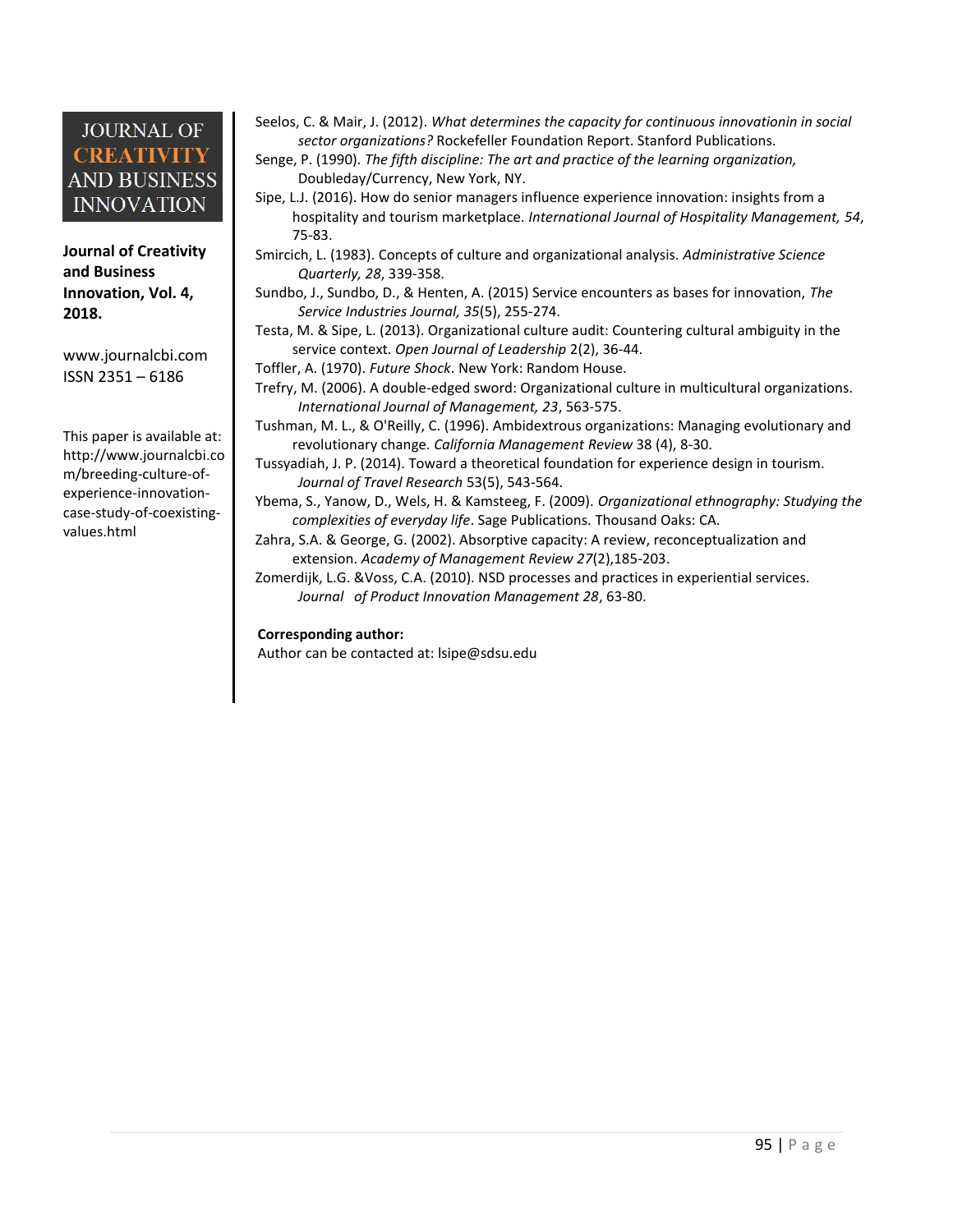Seelos, C. & Mair, J. (2012). *What determines the capacity for continuous innovationin in social sector organizations?* Rockefeller Foundation Report. Stanford Publications.

Senge, P. (1990). *The fifth discipline: The art and practice of the learning organization,* Doubleday/Currency, New York, NY.

Sipe, L.J. (2016). How do senior managers influence experience innovation: insights from a hospitality and tourism marketplace. *International Journal of Hospitality Management, 54*, 75-83.

Smircich, L. (1983). Concepts of culture and organizational analysis. *Administrative Science Quarterly, 28*, 339-358.

Sundbo, J., Sundbo, D., & Henten, A. (2015) Service encounters as bases for innovation, *The Service Industries Journal, 35*(5), 255-274.

Testa, M. & Sipe, L. (2013). Organizational culture audit: Countering cultural ambiguity in the service context. *Open Journal of Leadership* 2(2), 36-44.

Toffler, A. (1970). *Future Shock*. New York: Random House.

Trefry, M. (2006). A double-edged sword: Organizational culture in multicultural organizations. *International Journal of Management, 23*, 563-575.

Tushman, M. L., & O'Reilly, C. (1996). Ambidextrous organizations: Managing evolutionary and revolutionary change. *California Management Review* 38 (4), 8-30.

Tussyadiah, J. P. (2014). Toward a theoretical foundation for experience design in tourism. *Journal of Travel Research* 53(5), 543-564.

Ybema, S., Yanow, D., Wels, H. & Kamsteeg, F. (2009). *Organizational ethnography: Studying the complexities of everyday life*. Sage Publications. Thousand Oaks: CA.

Zahra, S.A. & George, G. (2002). Absorptive capacity: A review, reconceptualization and extension. *Academy of Management Review 27*(2),185-203.

Zomerdijk, L.G. &Voss, C.A. (2010). NSD processes and practices in experiential services. *Journal of Product Innovation Management 28*, 63-80.

**Corresponding author:**

Author can be contacted at: lsipe@sdsu.edu